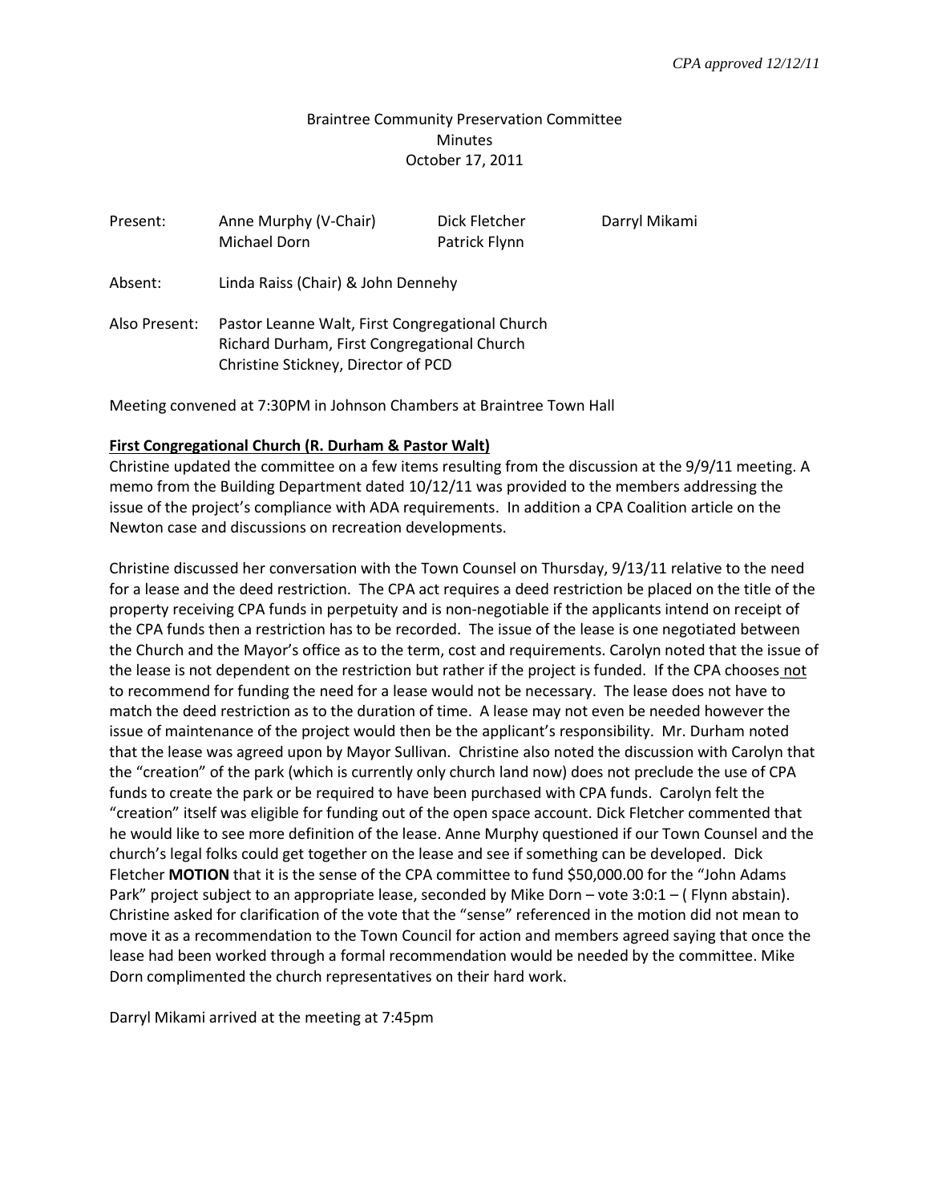*CPA approved 12/12/11*

Braintree Community Preservation Committee
Minutes
October 17, 2011

| Present: | Anne Murphy (V-Chair) | Dick Fletcher | Darryl Mikami |
|---|---|---|---|
| | Michael Dorn | Patrick Flynn | |

Absent: Linda Raiss (Chair) & John Dennehy

Also Present: Pastor Leanne Walt, First Congregational Church
Richard Durham, First Congregational Church
Christine Stickney, Director of PCD

Meeting convened at 7:30PM in Johnson Chambers at Braintree Town Hall

**First Congregational Church (R. Durham & Pastor Walt)**

Christine updated the committee on a few items resulting from the discussion at the 9/9/11 meeting. A memo from the Building Department dated 10/12/11 was provided to the members addressing the issue of the project's compliance with ADA requirements. In addition a CPA Coalition article on the Newton case and discussions on recreation developments.

Christine discussed her conversation with the Town Counsel on Thursday, 9/13/11 relative to the need for a lease and the deed restriction. The CPA act requires a deed restriction be placed on the title of the property receiving CPA funds in perpetuity and is non-negotiable if the applicants intend on receipt of the CPA funds then a restriction has to be recorded. The issue of the lease is one negotiated between the Church and the Mayor's office as to the term, cost and requirements. Carolyn noted that the issue of the lease is not dependent on the restriction but rather if the project is funded. If the CPA chooses not to recommend for funding the need for a lease would not be necessary. The lease does not have to match the deed restriction as to the duration of time. A lease may not even be needed however the issue of maintenance of the project would then be the applicant's responsibility. Mr. Durham noted that the lease was agreed upon by Mayor Sullivan. Christine also noted the discussion with Carolyn that the "creation" of the park (which is currently only church land now) does not preclude the use of CPA funds to create the park or be required to have been purchased with CPA funds. Carolyn felt the "creation" itself was eligible for funding out of the open space account. Dick Fletcher commented that he would like to see more definition of the lease. Anne Murphy questioned if our Town Counsel and the church's legal folks could get together on the lease and see if something can be developed. Dick Fletcher **MOTION** that it is the sense of the CPA committee to fund $50,000.00 for the "John Adams Park" project subject to an appropriate lease, seconded by Mike Dorn – vote 3:0:1 – ( Flynn abstain). Christine asked for clarification of the vote that the "sense" referenced in the motion did not mean to move it as a recommendation to the Town Council for action and members agreed saying that once the lease had been worked through a formal recommendation would be needed by the committee. Mike Dorn complimented the church representatives on their hard work.

Darryl Mikami arrived at the meeting at 7:45pm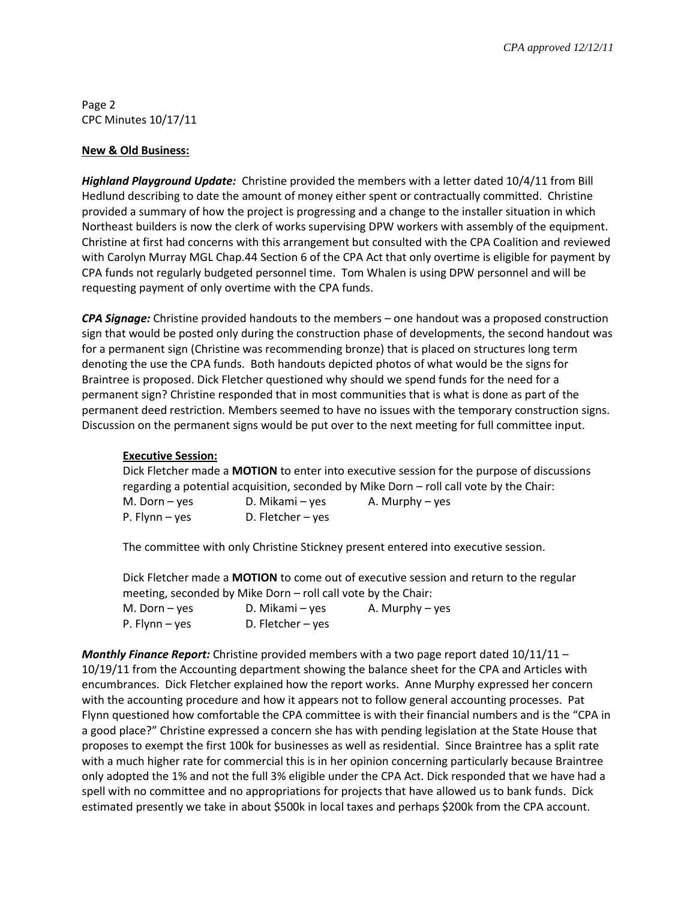**New & Old Business:**

***Highland Playground Update:*** Christine provided the members with a letter dated 10/4/11 from Bill Hedlund describing to date the amount of money either spent or contractually committed. Christine provided a summary of how the project is progressing and a change to the installer situation in which Northeast builders is now the clerk of works supervising DPW workers with assembly of the equipment. Christine at first had concerns with this arrangement but consulted with the CPA Coalition and reviewed with Carolyn Murray MGL Chap.44 Section 6 of the CPA Act that only overtime is eligible for payment by CPA funds not regularly budgeted personnel time. Tom Whalen is using DPW personnel and will be requesting payment of only overtime with the CPA funds.

***CPA Signage:*** Christine provided handouts to the members – one handout was a proposed construction sign that would be posted only during the construction phase of developments, the second handout was for a permanent sign (Christine was recommending bronze) that is placed on structures long term denoting the use the CPA funds. Both handouts depicted photos of what would be the signs for Braintree is proposed. Dick Fletcher questioned why should we spend funds for the need for a permanent sign? Christine responded that in most communities that is what is done as part of the permanent deed restriction. Members seemed to have no issues with the temporary construction signs. Discussion on the permanent signs would be put over to the next meeting for full committee input.

**Executive Session:**

Dick Fletcher made a **MOTION** to enter into executive session for the purpose of discussions regarding a potential acquisition, seconded by Mike Dorn – roll call vote by the Chair:

M. Dorn – yes    D. Mikami – yes    A. Murphy – yes
P. Flynn – yes    D. Fletcher – yes

The committee with only Christine Stickney present entered into executive session.

Dick Fletcher made a **MOTION** to come out of executive session and return to the regular meeting, seconded by Mike Dorn – roll call vote by the Chair:

M. Dorn – yes    D. Mikami – yes    A. Murphy – yes
P. Flynn – yes    D. Fletcher – yes

***Monthly Finance Report:*** Christine provided members with a two page report dated 10/11/11 – 10/19/11 from the Accounting department showing the balance sheet for the CPA and Articles with encumbrances. Dick Fletcher explained how the report works. Anne Murphy expressed her concern with the accounting procedure and how it appears not to follow general accounting processes. Pat Flynn questioned how comfortable the CPA committee is with their financial numbers and is the "CPA in a good place?" Christine expressed a concern she has with pending legislation at the State House that proposes to exempt the first 100k for businesses as well as residential. Since Braintree has a split rate with a much higher rate for commercial this is in her opinion concerning particularly because Braintree only adopted the 1% and not the full 3% eligible under the CPA Act. Dick responded that we have had a spell with no committee and no appropriations for projects that have allowed us to bank funds. Dick estimated presently we take in about $500k in local taxes and perhaps $200k from the CPA account.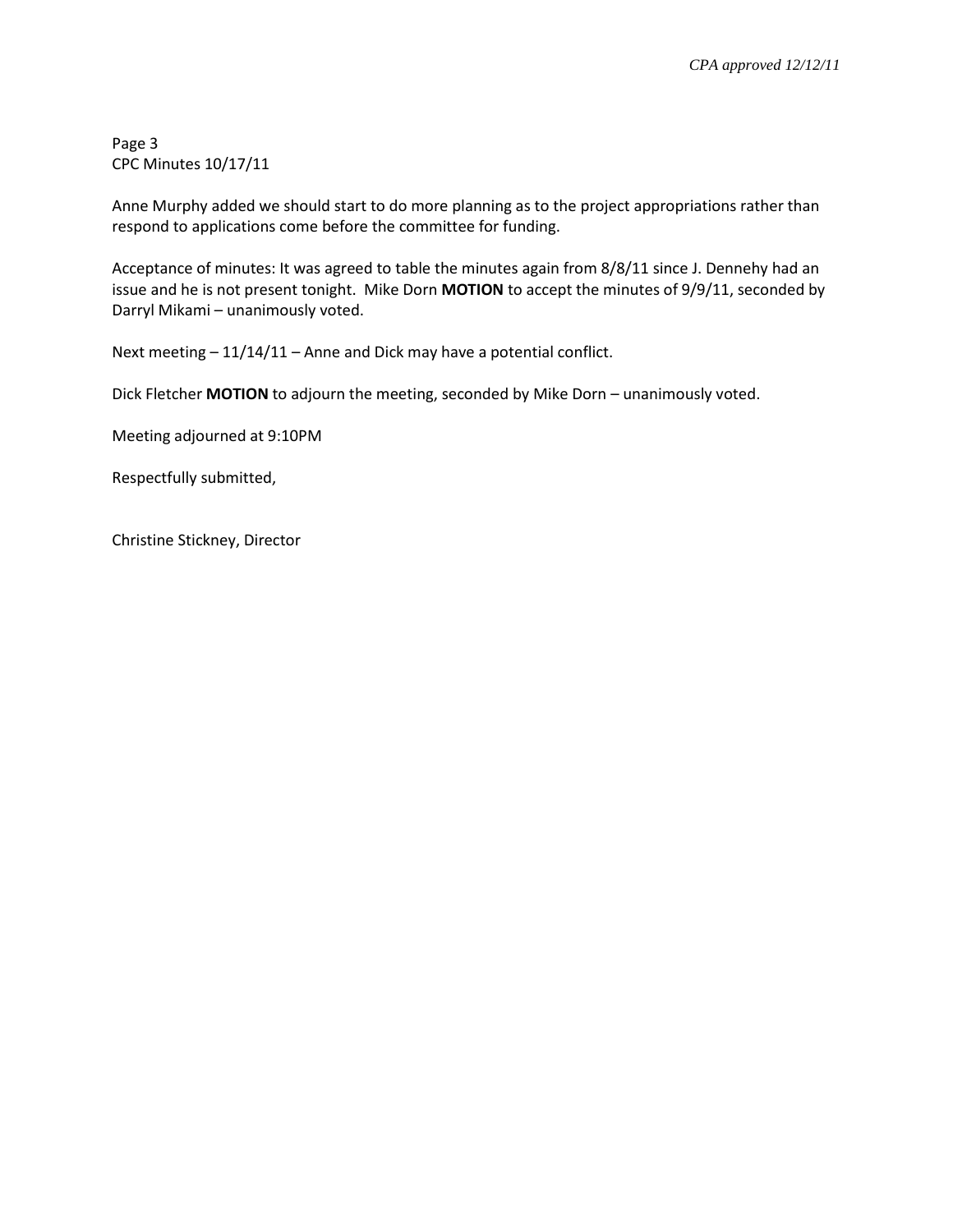Anne Murphy added we should start to do more planning as to the project appropriations rather than respond to applications come before the committee for funding.

Acceptance of minutes: It was agreed to table the minutes again from 8/8/11 since J. Dennehy had an issue and he is not present tonight. Mike Dorn **MOTION** to accept the minutes of 9/9/11, seconded by Darryl Mikami – unanimously voted.

Next meeting – 11/14/11 – Anne and Dick may have a potential conflict.

Dick Fletcher **MOTION** to adjourn the meeting, seconded by Mike Dorn – unanimously voted.

Meeting adjourned at 9:10PM

Respectfully submitted,

Christine Stickney, Director